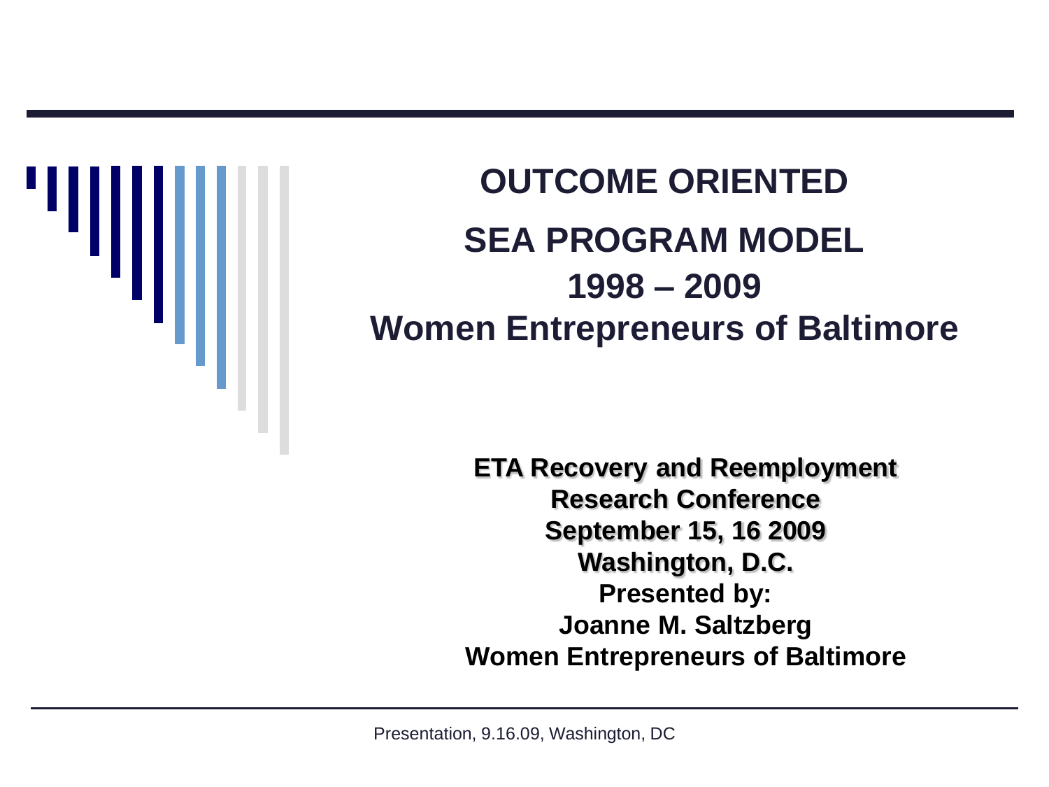# OUTCOME ORIENTED

# SEA PROGRAM MODEL

# 1998 – 2009

# Women Entrepreneurs of Baltimore

**ETA Recovery and Reemployment Research Conference**
**September 15, 16 2009**
**Washington, D.C.**
**Presented by:**
**Joanne M. Saltzberg**
**Women Entrepreneurs of Baltimore**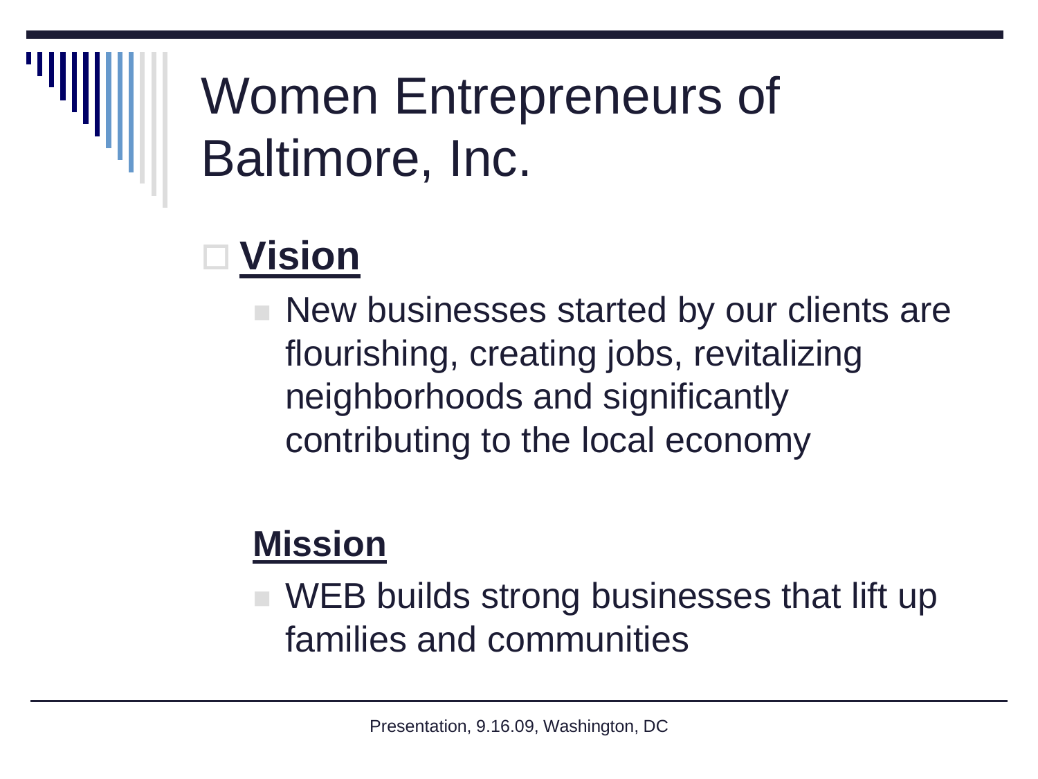# Women Entrepreneurs of Baltimore, Inc.

- **Vision**
  - New businesses started by our clients are flourishing, creating jobs, revitalizing neighborhoods and significantly contributing to the local economy

**Mission**

- WEB builds strong businesses that lift up families and communities

Presentation, 9.16.09, Washington, DC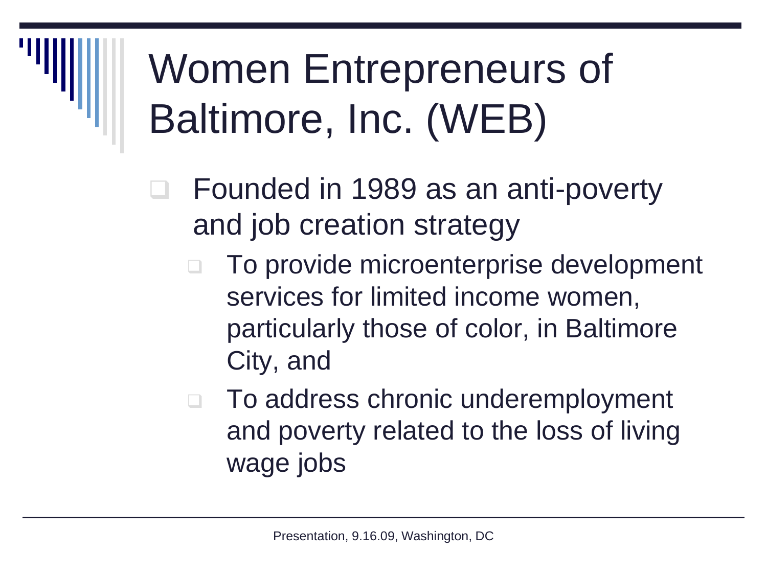# Women Entrepreneurs of Baltimore, Inc. (WEB)

- Founded in 1989 as an anti-poverty and job creation strategy
  - To provide microenterprise development services for limited income women, particularly those of color, in Baltimore City, and
  - To address chronic underemployment and poverty related to the loss of living wage jobs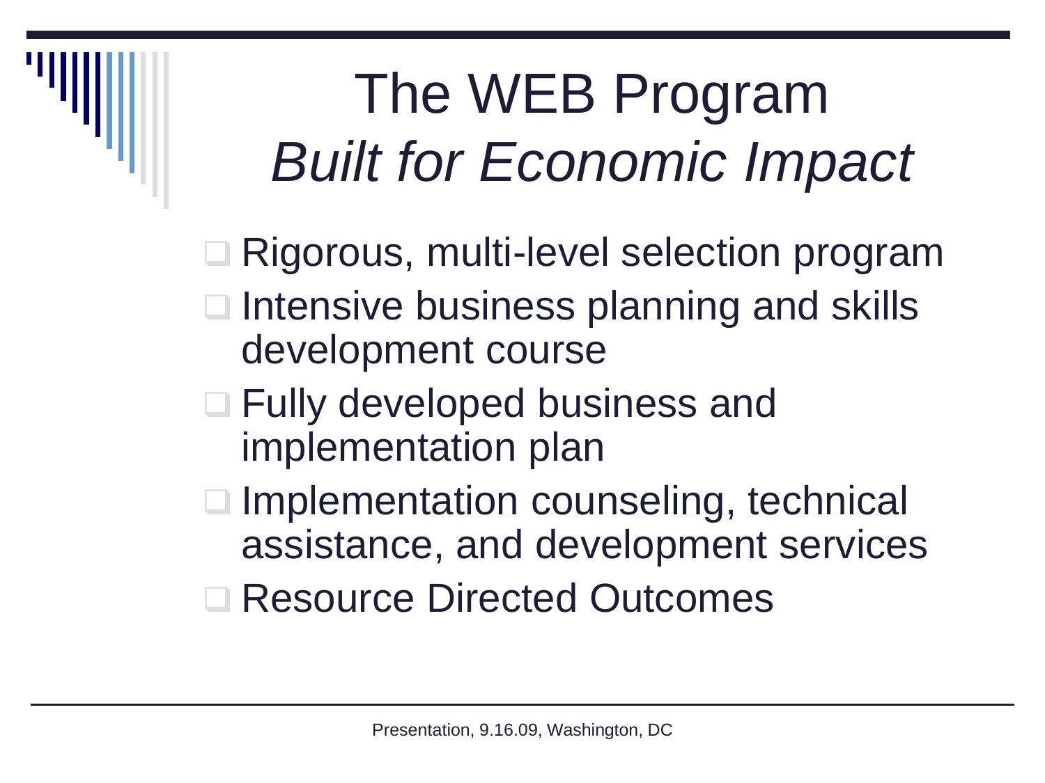# The WEB Program
## *Built for Economic Impact*

- Rigorous, multi-level selection program
- Intensive business planning and skills development course
- Fully developed business and implementation plan
- Implementation counseling, technical assistance, and development services
- Resource Directed Outcomes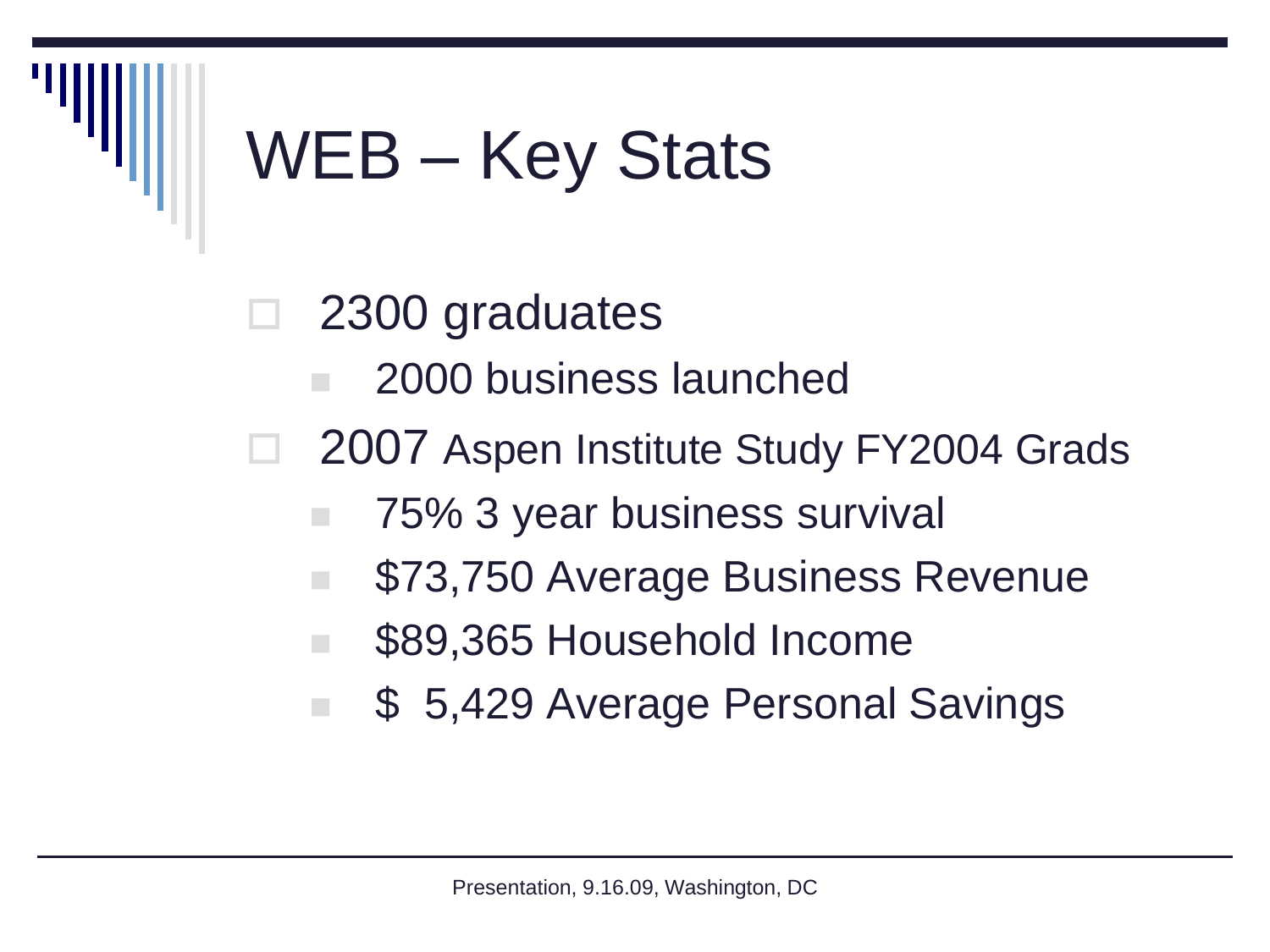# WEB – Key Stats

- 2300 graduates
  - 2000 business launched
- 2007 Aspen Institute Study FY2004 Grads
  - 75% 3 year business survival
  - $73,750 Average Business Revenue
  - $89,365 Household Income
  - $ 5,429 Average Personal Savings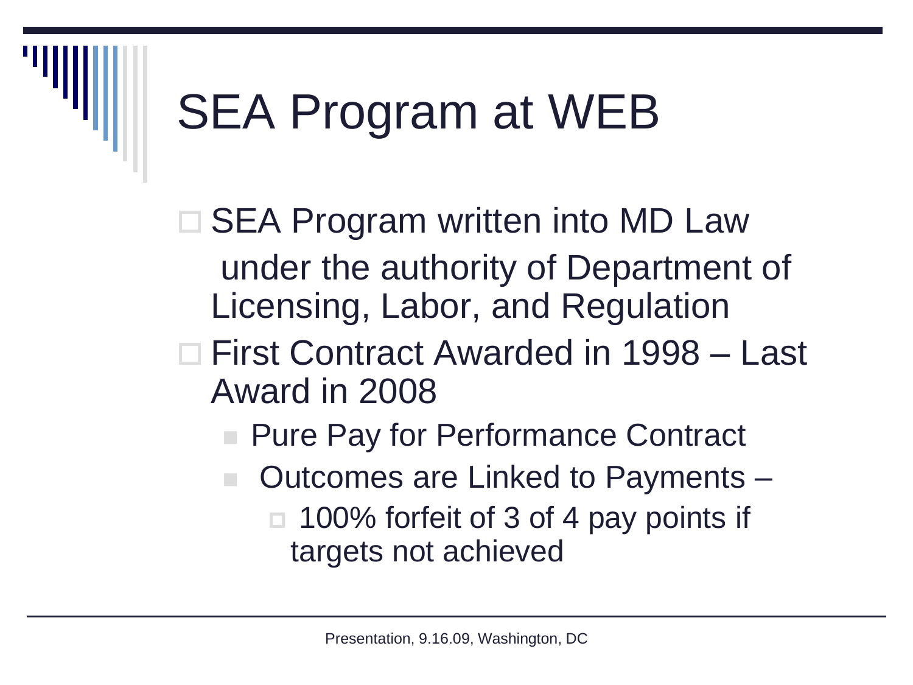# SEA Program at WEB

- SEA Program written into MD Law under the authority of Department of Licensing, Labor, and Regulation
- First Contract Awarded in 1998 – Last Award in 2008
  - Pure Pay for Performance Contract
  - Outcomes are Linked to Payments –
    - 100% forfeit of 3 of 4 pay points if targets not achieved

Presentation, 9.16.09, Washington, DC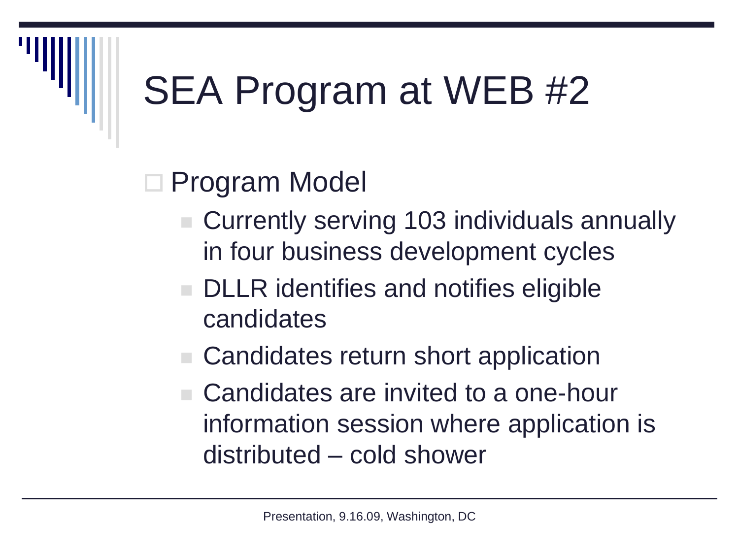# SEA Program at WEB #2

- Program Model
  - Currently serving 103 individuals annually in four business development cycles
  - DLLR identifies and notifies eligible candidates
  - Candidates return short application
  - Candidates are invited to a one-hour information session where application is distributed – cold shower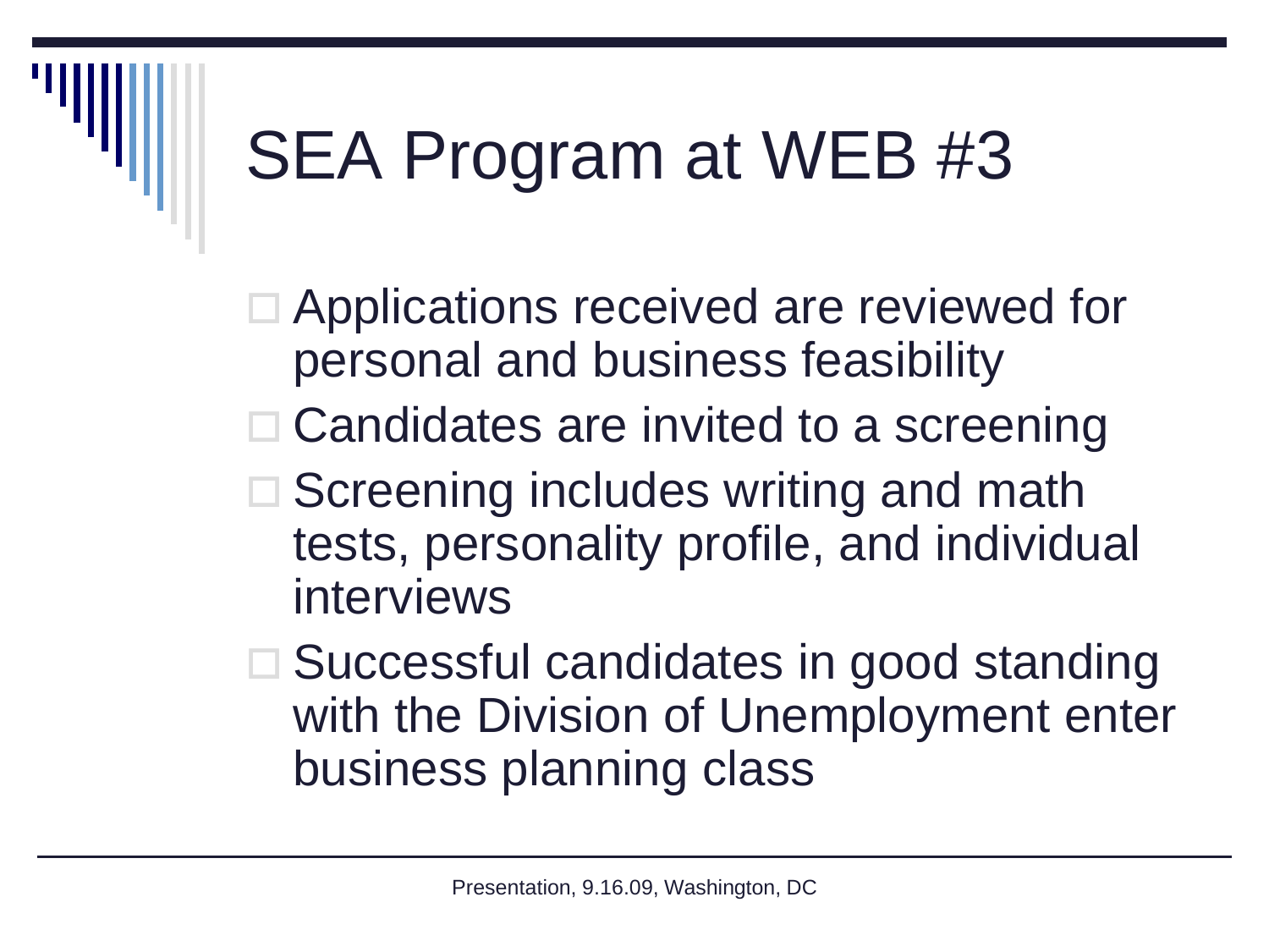# SEA Program at WEB #3

- Applications received are reviewed for personal and business feasibility
- Candidates are invited to a screening
- Screening includes writing and math tests, personality profile, and individual interviews
- Successful candidates in good standing with the Division of Unemployment enter business planning class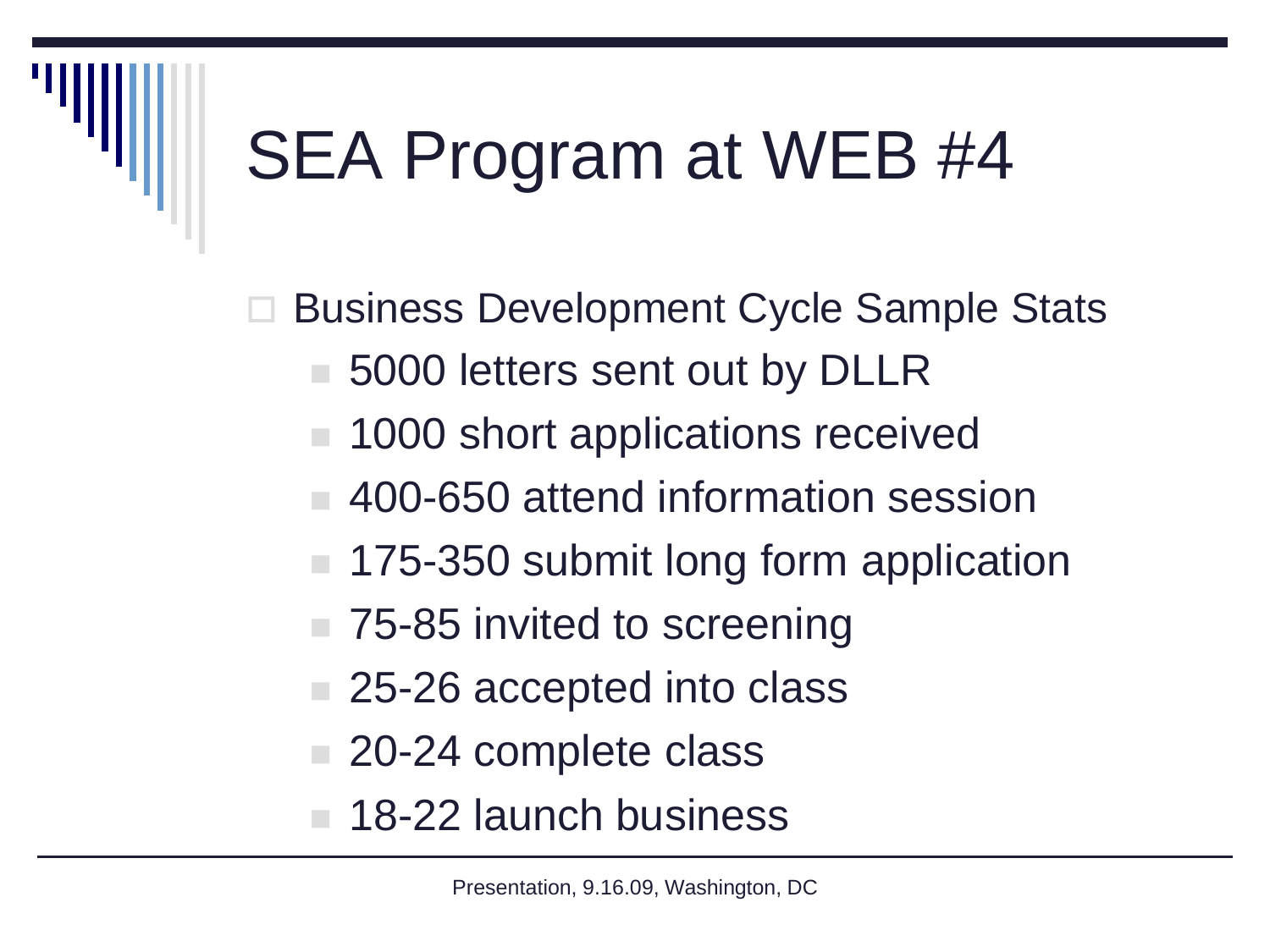# SEA Program at WEB #4

- Business Development Cycle Sample Stats
  - 5000 letters sent out by DLLR
  - 1000 short applications received
  - 400-650 attend information session
  - 175-350 submit long form application
  - 75-85 invited to screening
  - 25-26 accepted into class
  - 20-24 complete class
  - 18-22 launch business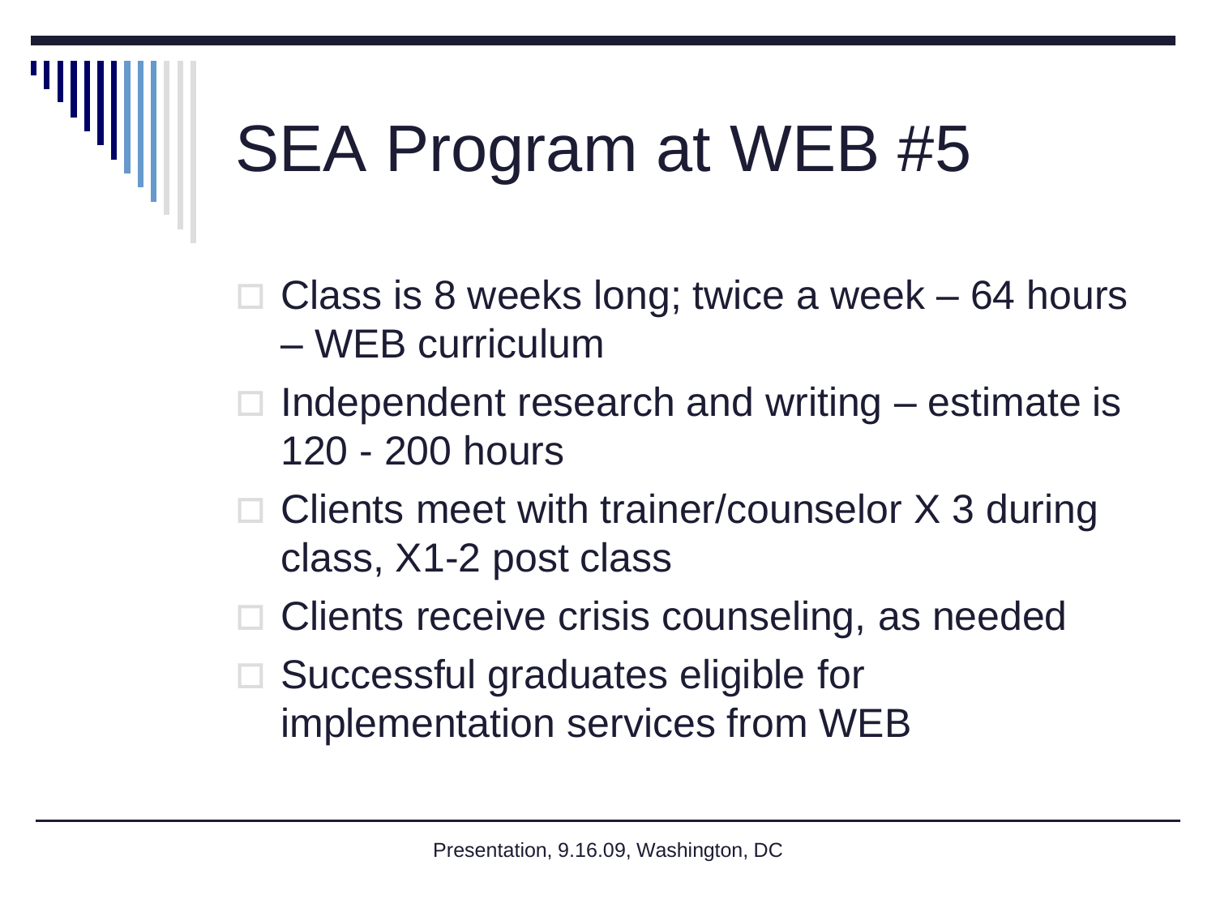# SEA Program at WEB #5

- Class is 8 weeks long; twice a week – 64 hours – WEB curriculum
- Independent research and writing – estimate is 120 - 200 hours
- Clients meet with trainer/counselor X 3 during class, X1-2 post class
- Clients receive crisis counseling, as needed
- Successful graduates eligible for implementation services from WEB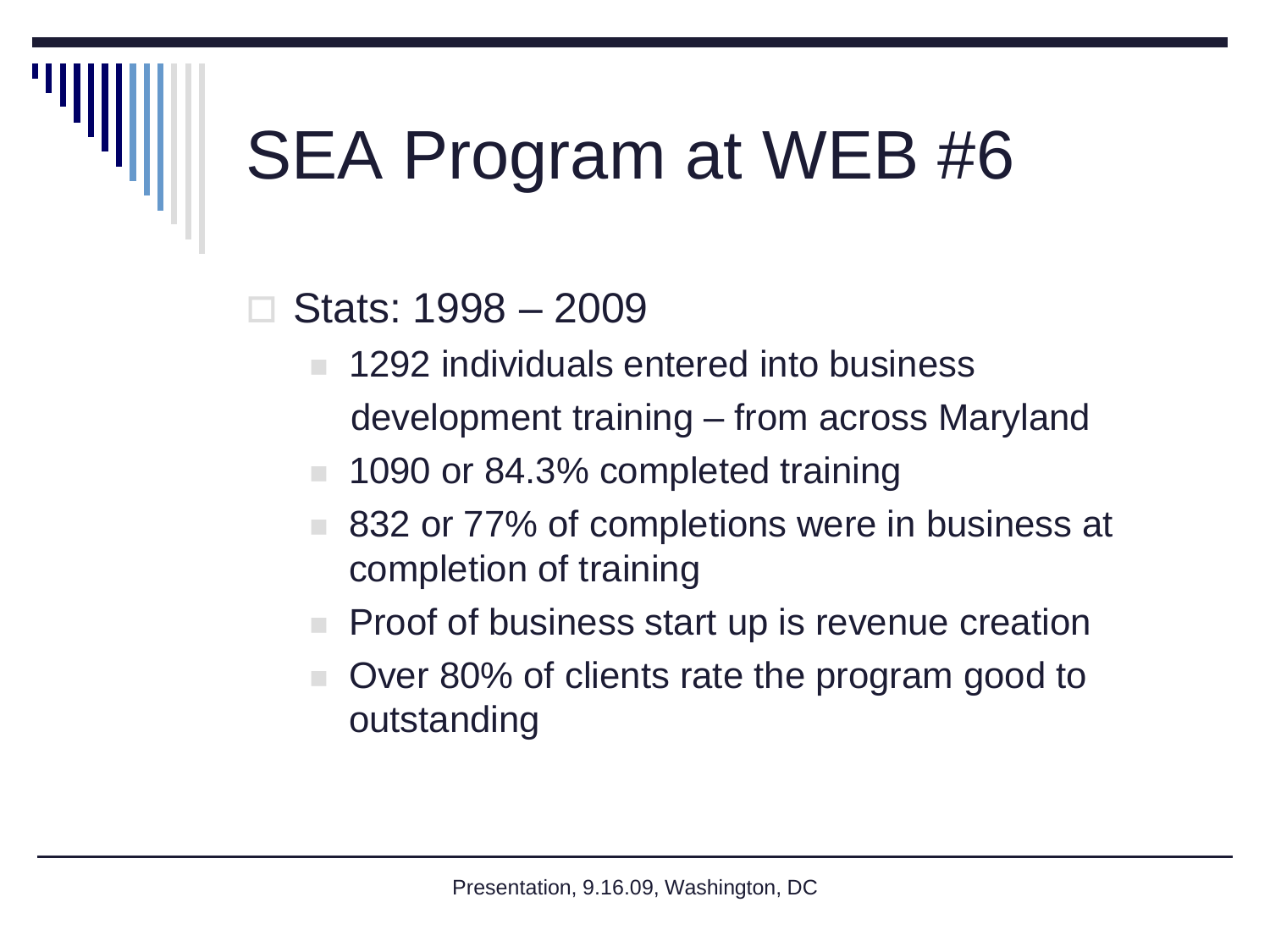# SEA Program at WEB #6

- Stats: 1998 – 2009
  - 1292 individuals entered into business development training – from across Maryland
  - 1090 or 84.3% completed training
  - 832 or 77% of completions were in business at completion of training
  - Proof of business start up is revenue creation
  - Over 80% of clients rate the program good to outstanding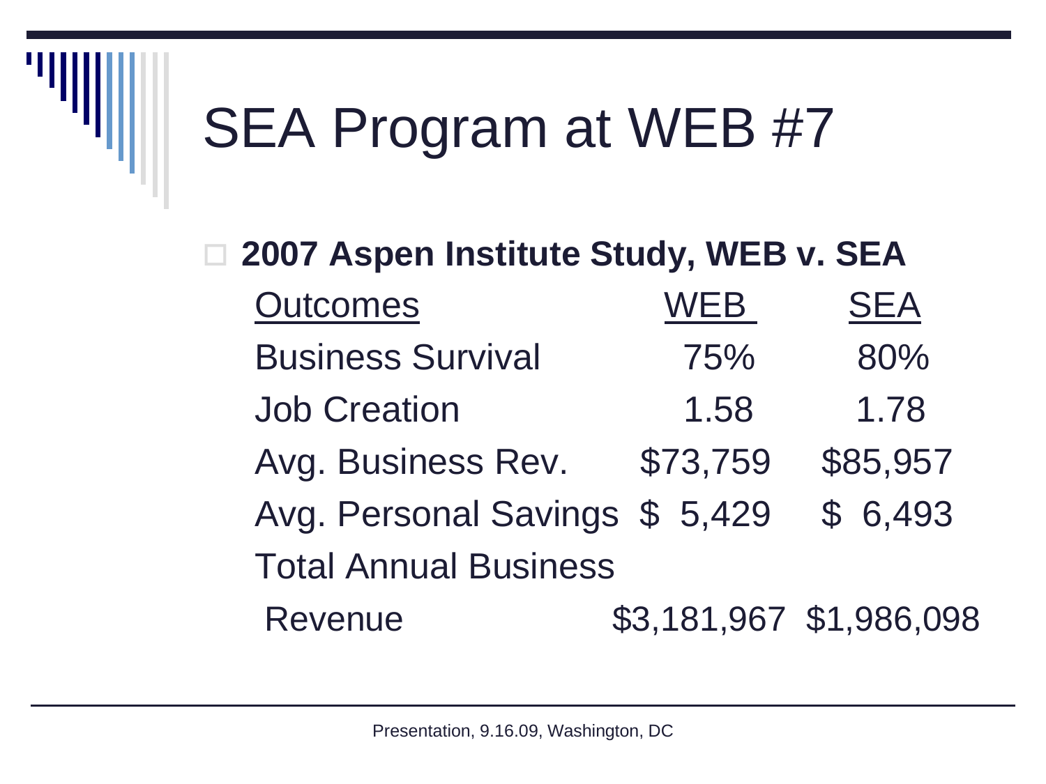# SEA Program at WEB #7

- **2007 Aspen Institute Study, WEB v. SEA**

| Outcomes | WEB | SEA |
|---|---|---|
| Business Survival | 75% | 80% |
| Job Creation | 1.58 | 1.78 |
| Avg. Business Rev. | $73,759 | $85,957 |
| Avg. Personal Savings | $ 5,429 | $ 6,493 |
| Total Annual Business Revenue | $3,181,967 | $1,986,098 |

Presentation, 9.16.09, Washington, DC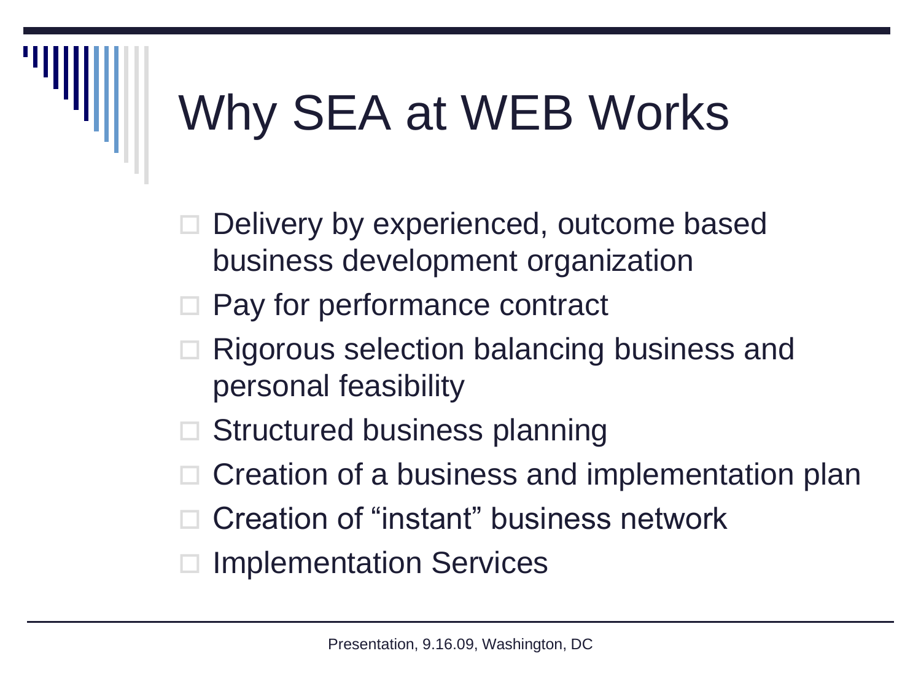# Why SEA at WEB Works

- Delivery by experienced, outcome based business development organization
- Pay for performance contract
- Rigorous selection balancing business and personal feasibility
- Structured business planning
- Creation of a business and implementation plan
- Creation of “instant” business network
- Implementation Services